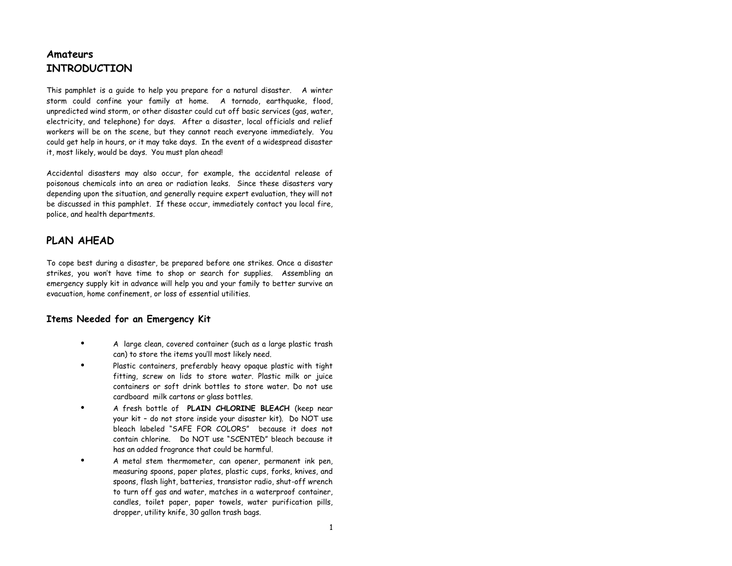## Amateurs
# INTRODUCTION

This pamphlet is a guide to help you prepare for a natural disaster. A winter storm could confine your family at home. A tornado, earthquake, flood, unpredicted wind storm, or other disaster could cut off basic services (gas, water, electricity, and telephone) for days. After a disaster, local officials and relief workers will be on the scene, but they cannot reach everyone immediately. You could get help in hours, or it may take days. In the event of a widespread disaster it, most likely, would be days. You must plan ahead!

Accidental disasters may also occur, for example, the accidental release of poisonous chemicals into an area or radiation leaks. Since these disasters vary depending upon the situation, and generally require expert evaluation, they will not be discussed in this pamphlet. If these occur, immediately contact you local fire, police, and health departments.

# PLAN AHEAD

To cope best during a disaster, be prepared before one strikes. Once a disaster strikes, you won't have time to shop or search for supplies. Assembling an emergency supply kit in advance will help you and your family to better survive an evacuation, home confinement, or loss of essential utilities.

## Items Needed for an Emergency Kit

- A large clean, covered container (such as a large plastic trash can) to store the items you'll most likely need.
- Plastic containers, preferably heavy opaque plastic with tight fitting, screw on lids to store water. Plastic milk or juice containers or soft drink bottles to store water. Do not use cardboard milk cartons or glass bottles.
- A fresh bottle of **PLAIN CHLORINE BLEACH** (keep near your kit – do not store inside your disaster kit). Do NOT use bleach labeled "SAFE FOR COLORS" because it does not contain chlorine. Do NOT use "SCENTED" bleach because it has an added fragrance that could be harmful.
- A metal stem thermometer, can opener, permanent ink pen, measuring spoons, paper plates, plastic cups, forks, knives, and spoons, flash light, batteries, transistor radio, shut-off wrench to turn off gas and water, matches in a waterproof container, candles, toilet paper, paper towels, water purification pills, dropper, utility knife, 30 gallon trash bags.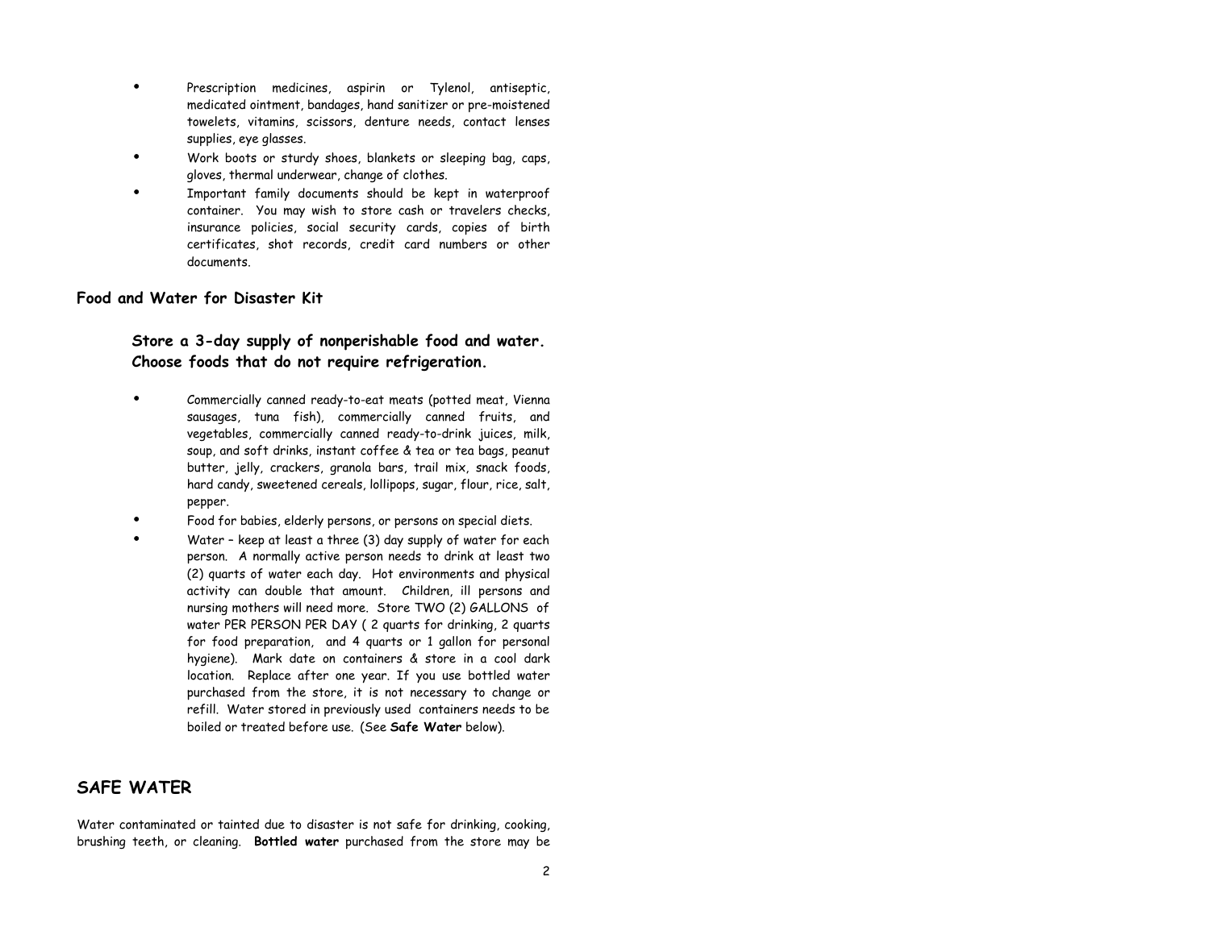- Prescription medicines, aspirin or Tylenol, antiseptic, medicated ointment, bandages, hand sanitizer or pre-moistened towelets, vitamins, scissors, denture needs, contact lenses supplies, eye glasses.
- Work boots or sturdy shoes, blankets or sleeping bag, caps, gloves, thermal underwear, change of clothes.
- Important family documents should be kept in waterproof container. You may wish to store cash or travelers checks, insurance policies, social security cards, copies of birth certificates, shot records, credit card numbers or other documents.

### Food and Water for Disaster Kit

**Store a 3-day supply of nonperishable food and water. Choose foods that do not require refrigeration.**

- Commercially canned ready-to-eat meats (potted meat, Vienna sausages, tuna fish), commercially canned fruits, and vegetables, commercially canned ready-to-drink juices, milk, soup, and soft drinks, instant coffee & tea or tea bags, peanut butter, jelly, crackers, granola bars, trail mix, snack foods, hard candy, sweetened cereals, lollipops, sugar, flour, rice, salt, pepper.
- Food for babies, elderly persons, or persons on special diets.
- Water – keep at least a three (3) day supply of water for each person. A normally active person needs to drink at least two (2) quarts of water each day. Hot environments and physical activity can double that amount. Children, ill persons and nursing mothers will need more. Store TWO (2) GALLONS of water PER PERSON PER DAY ( 2 quarts for drinking, 2 quarts for food preparation, and 4 quarts or 1 gallon for personal hygiene). Mark date on containers & store in a cool dark location. Replace after one year. If you use bottled water purchased from the store, it is not necessary to change or refill. Water stored in previously used containers needs to be boiled or treated before use. (See **Safe Water** below).

## SAFE WATER

Water contaminated or tainted due to disaster is not safe for drinking, cooking, brushing teeth, or cleaning. **Bottled water** purchased from the store may be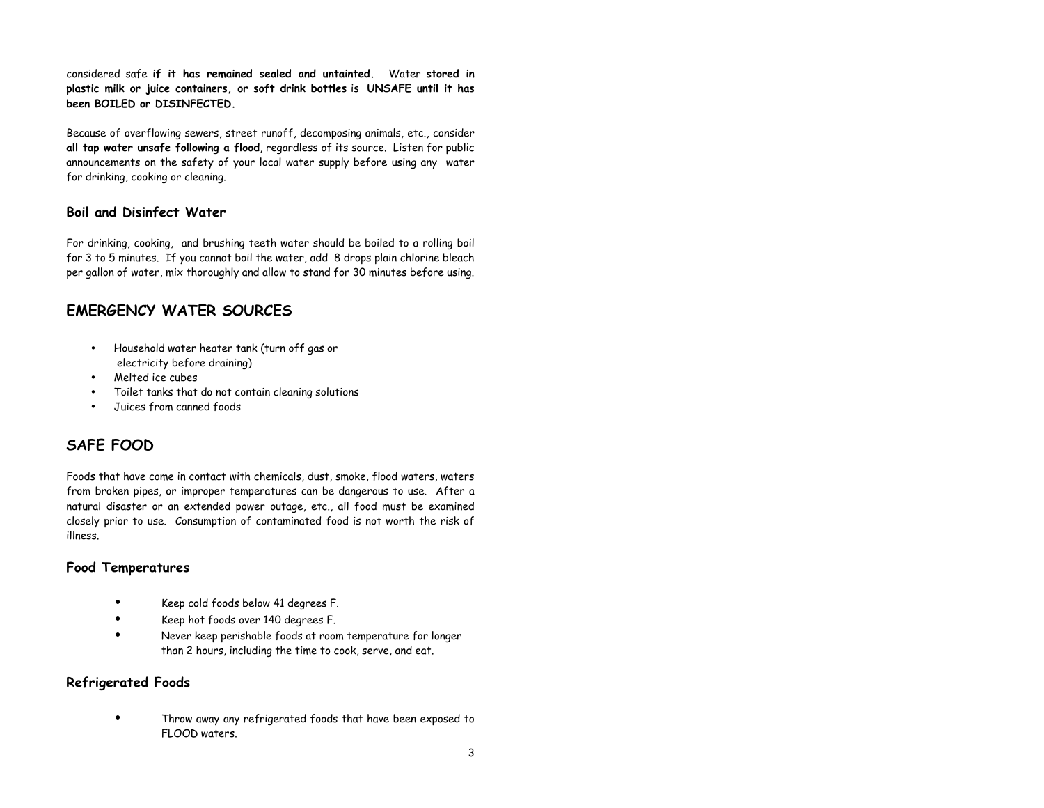considered safe **if it has remained sealed and untainted.** Water **stored in plastic milk or juice containers, or soft drink bottles** is **UNSAFE until it has been BOILED or DISINFECTED.**

Because of overflowing sewers, street runoff, decomposing animals, etc., consider **all tap water unsafe following a flood**, regardless of its source. Listen for public announcements on the safety of your local water supply before using any water for drinking, cooking or cleaning.

### Boil and Disinfect Water

For drinking, cooking, and brushing teeth water should be boiled to a rolling boil for 3 to 5 minutes. If you cannot boil the water, add 8 drops plain chlorine bleach per gallon of water, mix thoroughly and allow to stand for 30 minutes before using.

## EMERGENCY WATER SOURCES

- Household water heater tank (turn off gas or electricity before draining)
- Melted ice cubes
- Toilet tanks that do not contain cleaning solutions
- Juices from canned foods

## SAFE FOOD

Foods that have come in contact with chemicals, dust, smoke, flood waters, waters from broken pipes, or improper temperatures can be dangerous to use. After a natural disaster or an extended power outage, etc., all food must be examined closely prior to use. Consumption of contaminated food is not worth the risk of illness.

### Food Temperatures

- Keep cold foods below 41 degrees F.
- Keep hot foods over 140 degrees F.
- Never keep perishable foods at room temperature for longer than 2 hours, including the time to cook, serve, and eat.

### Refrigerated Foods

- Throw away any refrigerated foods that have been exposed to FLOOD waters.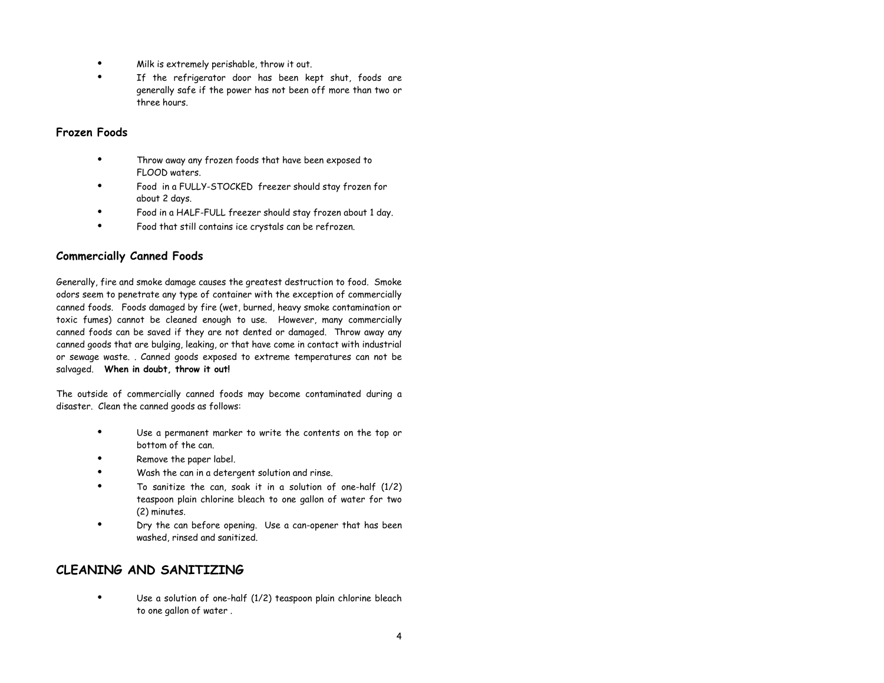- Milk is extremely perishable, throw it out.
- If the refrigerator door has been kept shut, foods are generally safe if the power has not been off more than two or three hours.

### Frozen Foods

- Throw away any frozen foods that have been exposed to FLOOD waters.
- Food in a FULLY-STOCKED freezer should stay frozen for about 2 days.
- Food in a HALF-FULL freezer should stay frozen about 1 day.
- Food that still contains ice crystals can be refrozen.

### Commercially Canned Foods

Generally, fire and smoke damage causes the greatest destruction to food. Smoke odors seem to penetrate any type of container with the exception of commercially canned foods. Foods damaged by fire (wet, burned, heavy smoke contamination or toxic fumes) cannot be cleaned enough to use. However, many commercially canned foods can be saved if they are not dented or damaged. Throw away any canned goods that are bulging, leaking, or that have come in contact with industrial or sewage waste. . Canned goods exposed to extreme temperatures can not be salvaged. **When in doubt, throw it out!**

The outside of commercially canned foods may become contaminated during a disaster. Clean the canned goods as follows:

- Use a permanent marker to write the contents on the top or bottom of the can.
- Remove the paper label.
- Wash the can in a detergent solution and rinse.
- To sanitize the can, soak it in a solution of one-half (1/2) teaspoon plain chlorine bleach to one gallon of water for two (2) minutes.
- Dry the can before opening. Use a can-opener that has been washed, rinsed and sanitized.

## CLEANING AND SANITIZING

- Use a solution of one-half (1/2) teaspoon plain chlorine bleach to one gallon of water .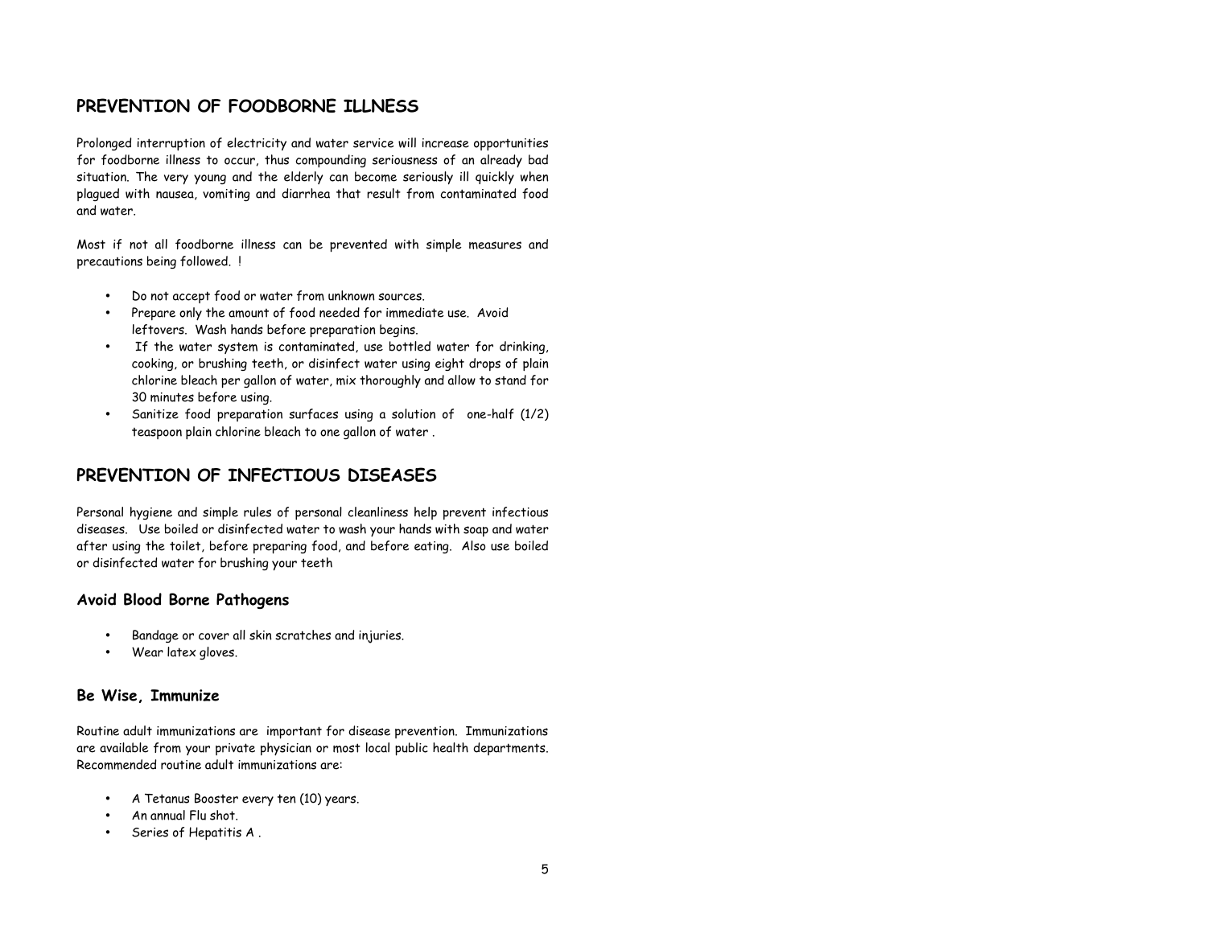## PREVENTION OF FOODBORNE ILLNESS

Prolonged interruption of electricity and water service will increase opportunities for foodborne illness to occur, thus compounding seriousness of an already bad situation. The very young and the elderly can become seriously ill quickly when plagued with nausea, vomiting and diarrhea that result from contaminated food and water.

Most if not all foodborne illness can be prevented with simple measures and precautions being followed. !

- Do not accept food or water from unknown sources.
- Prepare only the amount of food needed for immediate use. Avoid leftovers. Wash hands before preparation begins.
- If the water system is contaminated, use bottled water for drinking, cooking, or brushing teeth, or disinfect water using eight drops of plain chlorine bleach per gallon of water, mix thoroughly and allow to stand for 30 minutes before using.
- Sanitize food preparation surfaces using a solution of one-half (1/2) teaspoon plain chlorine bleach to one gallon of water .

## PREVENTION OF INFECTIOUS DISEASES

Personal hygiene and simple rules of personal cleanliness help prevent infectious diseases. Use boiled or disinfected water to wash your hands with soap and water after using the toilet, before preparing food, and before eating. Also use boiled or disinfected water for brushing your teeth

### Avoid Blood Borne Pathogens

- Bandage or cover all skin scratches and injuries.
- Wear latex gloves.

### Be Wise, Immunize

Routine adult immunizations are important for disease prevention. Immunizations are available from your private physician or most local public health departments. Recommended routine adult immunizations are:

- A Tetanus Booster every ten (10) years.
- An annual Flu shot.
- Series of Hepatitis A .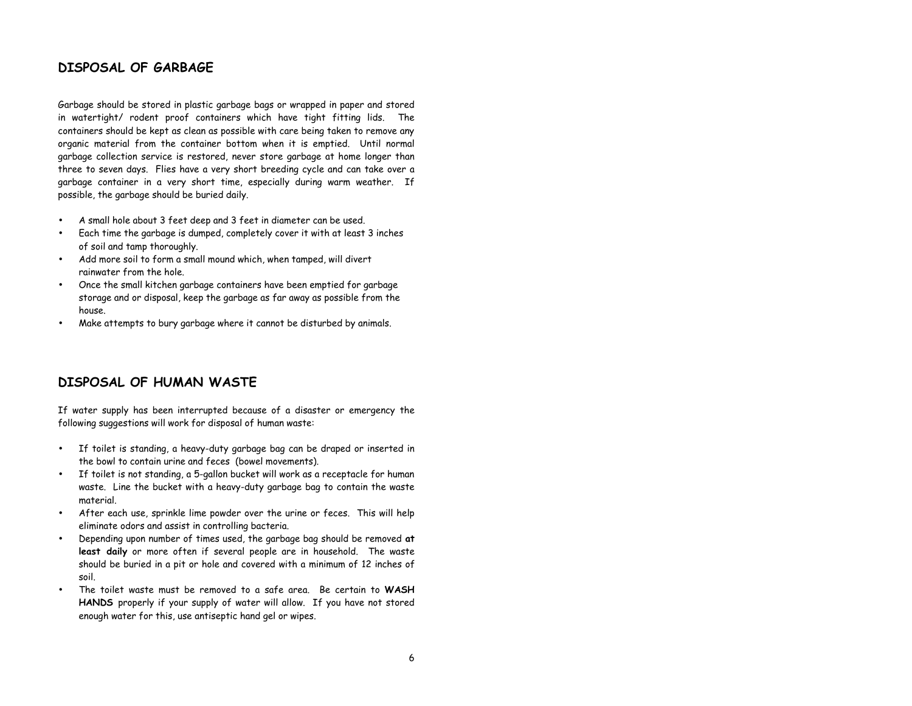## DISPOSAL OF GARBAGE

Garbage should be stored in plastic garbage bags or wrapped in paper and stored in watertight/ rodent proof containers which have tight fitting lids. The containers should be kept as clean as possible with care being taken to remove any organic material from the container bottom when it is emptied. Until normal garbage collection service is restored, never store garbage at home longer than three to seven days. Flies have a very short breeding cycle and can take over a garbage container in a very short time, especially during warm weather. If possible, the garbage should be buried daily.

- A small hole about 3 feet deep and 3 feet in diameter can be used.
- Each time the garbage is dumped, completely cover it with at least 3 inches of soil and tamp thoroughly.
- Add more soil to form a small mound which, when tamped, will divert rainwater from the hole.
- Once the small kitchen garbage containers have been emptied for garbage storage and or disposal, keep the garbage as far away as possible from the house.
- Make attempts to bury garbage where it cannot be disturbed by animals.

## DISPOSAL OF HUMAN WASTE

If water supply has been interrupted because of a disaster or emergency the following suggestions will work for disposal of human waste:

- If toilet is standing, a heavy-duty garbage bag can be draped or inserted in the bowl to contain urine and feces (bowel movements).
- If toilet is not standing, a 5-gallon bucket will work as a receptacle for human waste. Line the bucket with a heavy-duty garbage bag to contain the waste material.
- After each use, sprinkle lime powder over the urine or feces. This will help eliminate odors and assist in controlling bacteria.
- Depending upon number of times used, the garbage bag should be removed **at least daily** or more often if several people are in household. The waste should be buried in a pit or hole and covered with a minimum of 12 inches of soil.
- The toilet waste must be removed to a safe area. Be certain to **WASH HANDS** properly if your supply of water will allow. If you have not stored enough water for this, use antiseptic hand gel or wipes.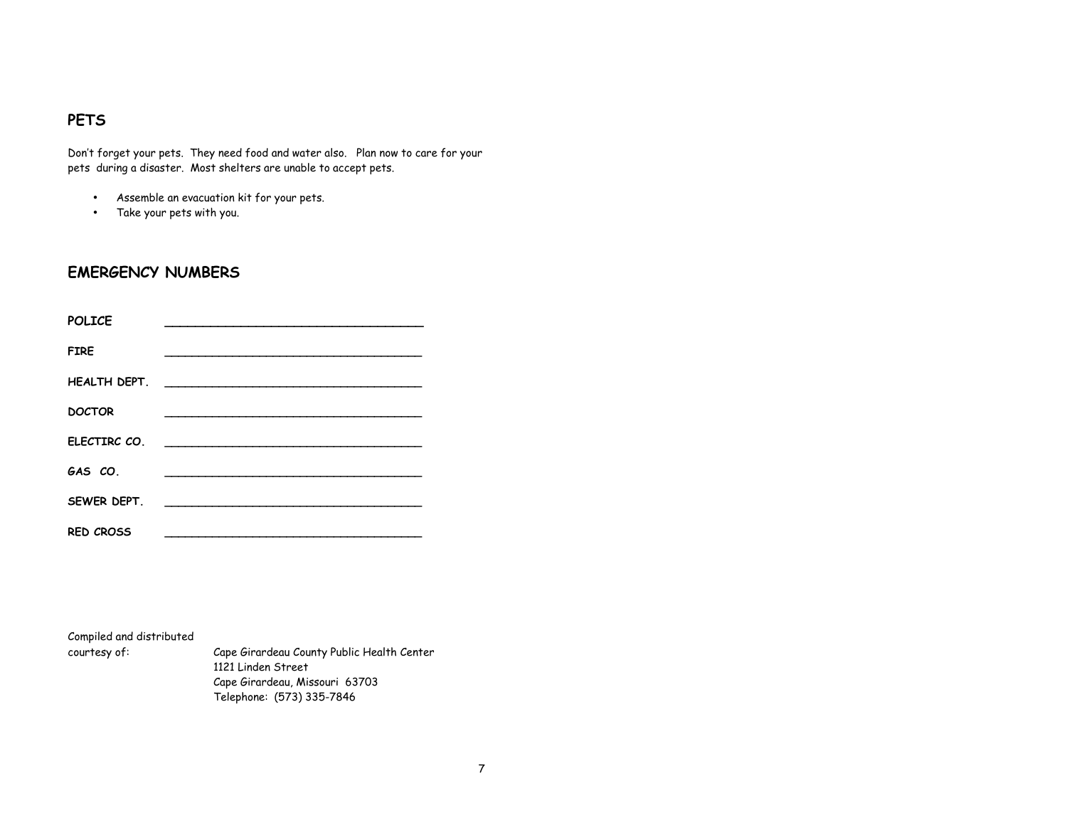## PETS

Don't forget your pets. They need food and water also. Plan now to care for your pets during a disaster. Most shelters are unable to accept pets.

- Assemble an evacuation kit for your pets.
- Take your pets with you.

## EMERGENCY NUMBERS

**POLICE** ___________________________________

**FIRE** ___________________________________

**HEALTH DEPT.** ___________________________________

**DOCTOR** ___________________________________

**ELECTIRC CO.** ___________________________________

**GAS CO.** ___________________________________

**SEWER DEPT.** ___________________________________

**RED CROSS** ___________________________________

Compiled and distributed courtesy of:

Cape Girardeau County Public Health Center
1121 Linden Street
Cape Girardeau, Missouri 63703
Telephone: (573) 335-7846